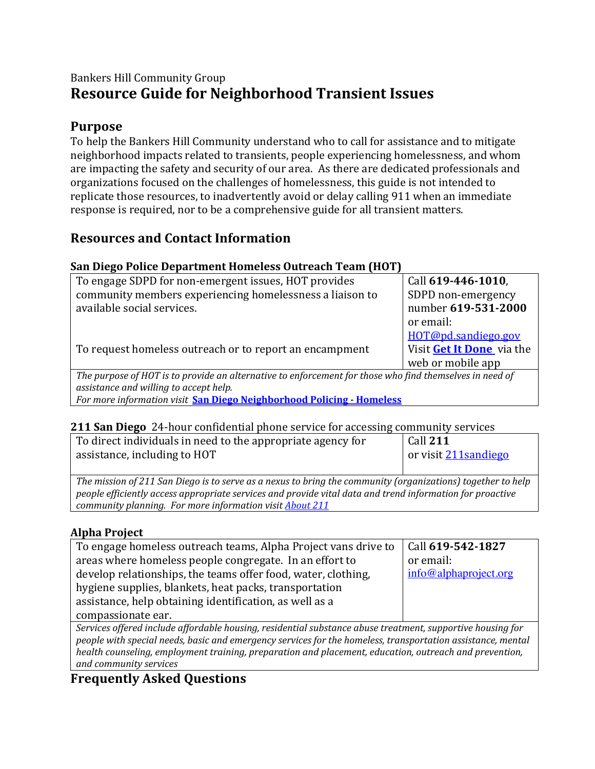Bankers Hill Community Group

# Resource Guide for Neighborhood Transient Issues

## Purpose

To help the Bankers Hill Community understand who to call for assistance and to mitigate neighborhood impacts related to transients, people experiencing homelessness, and whom are impacting the safety and security of our area. As there are dedicated professionals and organizations focused on the challenges of homelessness, this guide is not intended to replicate those resources, to inadvertently avoid or delay calling 911 when an immediate response is required, nor to be a comprehensive guide for all transient matters.

## Resources and Contact Information

### San Diego Police Department Homeless Outreach Team (HOT)

| | |
|---|---|
| To engage SDPD for non-emergent issues, HOT provides community members experiencing homelessness a liaison to available social services. | Call **619-446-1010**, SDPD non-emergency number **619-531-2000** or email: [HOT@pd.sandiego.gov](mailto:HOT@pd.sandiego.gov) |
| To request homeless outreach or to report an encampment | Visit **[Get It Done](#)** via the web or mobile app |

*The purpose of HOT is to provide an alternative to enforcement for those who find themselves in need of assistance and willing to accept help.*
*For more information visit* **[San Diego Neighborhood Policing - Homeless](#)**

### 211 San Diego 24-hour confidential phone service for accessing community services

| | |
|---|---|
| To direct individuals in need to the appropriate agency for assistance, including to HOT | Call **211** or visit [211sandiego](#) |

*The mission of 211 San Diego is to serve as a nexus to bring the community (organizations) together to help people efficiently access appropriate services and provide vital data and trend information for proactive community planning. For more information visit [About 211](#)*

### Alpha Project

| | |
|---|---|
| To engage homeless outreach teams, Alpha Project vans drive to areas where homeless people congregate. In an effort to develop relationships, the teams offer food, water, clothing, hygiene supplies, blankets, heat packs, transportation assistance, help obtaining identification, as well as a compassionate ear. | Call **619-542-1827** or email: [info@alphaproject.org](mailto:info@alphaproject.org) |

*Services offered include affordable housing, residential substance abuse treatment, supportive housing for people with special needs, basic and emergency services for the homeless, transportation assistance, mental health counseling, employment training, preparation and placement, education, outreach and prevention, and community services*

## Frequently Asked Questions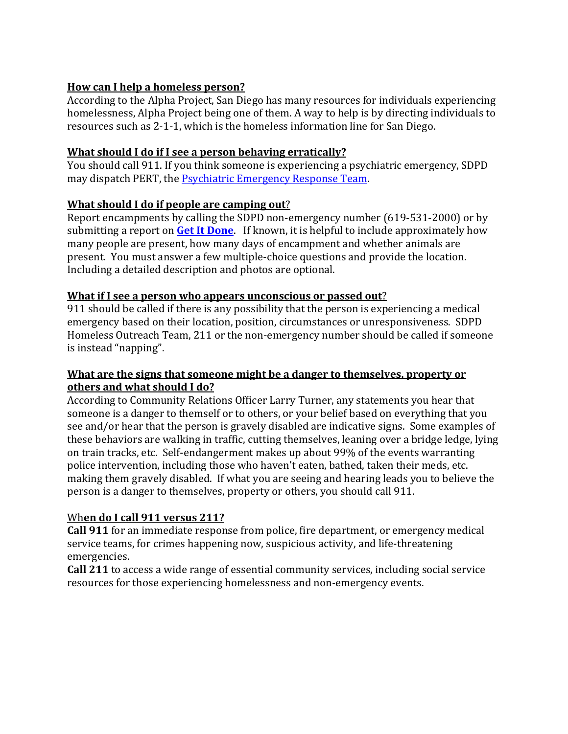**How can I help a homeless person?**

According to the Alpha Project, San Diego has many resources for individuals experiencing homelessness, Alpha Project being one of them. A way to help is by directing individuals to resources such as 2-1-1, which is the homeless information line for San Diego.

**What should I do if I see a person behaving erratically?**

You should call 911. If you think someone is experiencing a psychiatric emergency, SDPD may dispatch PERT, the Psychiatric Emergency Response Team.

**What should I do if people are camping out?**

Report encampments by calling the SDPD non-emergency number (619-531-2000) or by submitting a report on **Get It Done**. If known, it is helpful to include approximately how many people are present, how many days of encampment and whether animals are present. You must answer a few multiple-choice questions and provide the location. Including a detailed description and photos are optional.

**What if I see a person who appears unconscious or passed out?**

911 should be called if there is any possibility that the person is experiencing a medical emergency based on their location, position, circumstances or unresponsiveness. SDPD Homeless Outreach Team, 211 or the non-emergency number should be called if someone is instead "napping".

**What are the signs that someone might be a danger to themselves, property or others and what should I do?**

According to Community Relations Officer Larry Turner, any statements you hear that someone is a danger to themself or to others, or your belief based on everything that you see and/or hear that the person is gravely disabled are indicative signs. Some examples of these behaviors are walking in traffic, cutting themselves, leaning over a bridge ledge, lying on train tracks, etc. Self-endangerment makes up about 99% of the events warranting police intervention, including those who haven't eaten, bathed, taken their meds, etc. making them gravely disabled. If what you are seeing and hearing leads you to believe the person is a danger to themselves, property or others, you should call 911.

**When do I call 911 versus 211?**

**Call 911** for an immediate response from police, fire department, or emergency medical service teams, for crimes happening now, suspicious activity, and life-threatening emergencies.

**Call 211** to access a wide range of essential community services, including social service resources for those experiencing homelessness and non-emergency events.